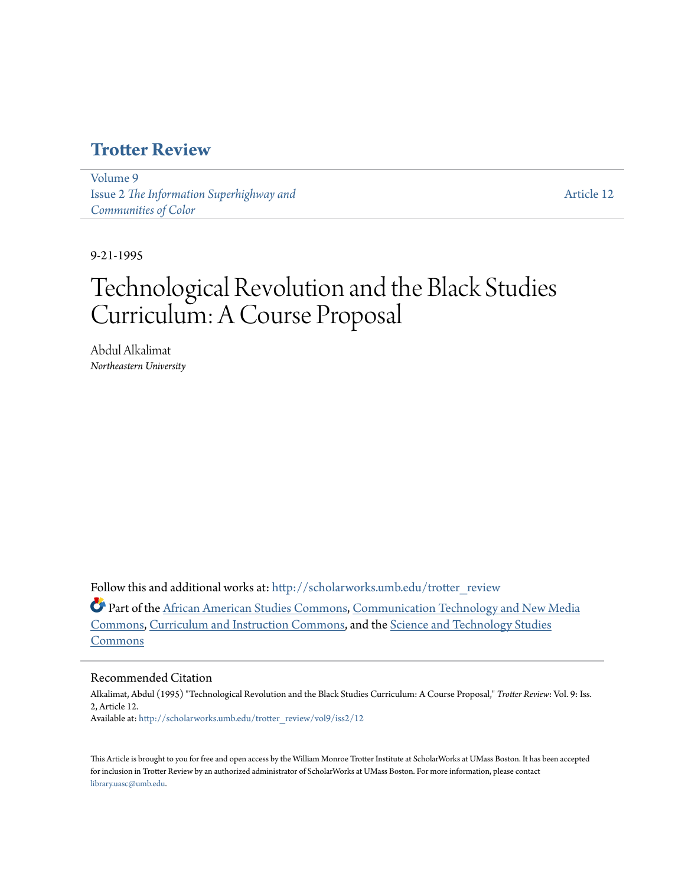# Trotter Review

Volume 9
Issue 2 *The Information Superhighway and Communities of Color*

Article 12

9-21-1995

# Technological Revolution and the Black Studies Curriculum: A Course Proposal

Abdul Alkalimat
*Northeastern University*

Follow this and additional works at: http://scholarworks.umb.edu/trotter_review

Part of the African American Studies Commons, Communication Technology and New Media Commons, Curriculum and Instruction Commons, and the Science and Technology Studies Commons

## Recommended Citation

Alkalimat, Abdul (1995) "Technological Revolution and the Black Studies Curriculum: A Course Proposal," *Trotter Review*: Vol. 9: Iss. 2, Article 12.
Available at: http://scholarworks.umb.edu/trotter_review/vol9/iss2/12

This Article is brought to you for free and open access by the William Monroe Trotter Institute at ScholarWorks at UMass Boston. It has been accepted for inclusion in Trotter Review by an authorized administrator of ScholarWorks at UMass Boston. For more information, please contact library.uasc@umb.edu.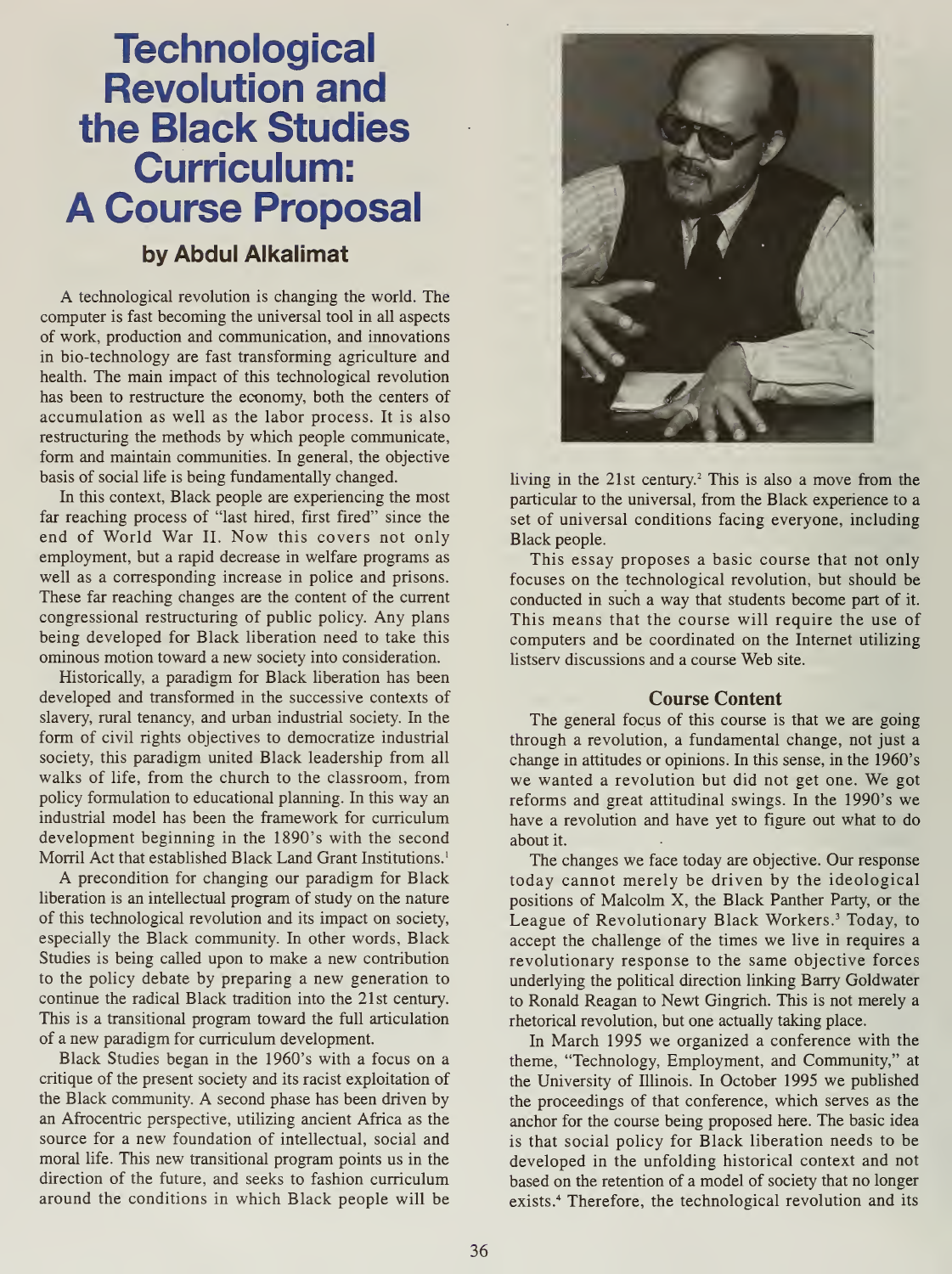# Technological Revolution and the Black Studies Curriculum: A Course Proposal

### by Abdul Alkalimat

A technological revolution is changing the world. The computer is fast becoming the universal tool in all aspects of work, production and communication, and innovations in bio-technology are fast transforming agriculture and health. The main impact of this technological revolution has been to restructure the economy, both the centers of accumulation as well as the labor process. It is also restructuring the methods by which people communicate, form and maintain communities. In general, the objective basis of social life is being fundamentally changed.

In this context, Black people are experiencing the most far reaching process of "last hired, first fired" since the end of World War II. Now this covers not only employment, but a rapid decrease in welfare programs as well as a corresponding increase in police and prisons. These far reaching changes are the content of the current congressional restructuring of public policy. Any plans being developed for Black liberation need to take this ominous motion toward a new society into consideration.

Historically, a paradigm for Black liberation has been developed and transformed in the successive contexts of slavery, rural tenancy, and urban industrial society. In the form of civil rights objectives to democratize industrial society, this paradigm united Black leadership from all walks of life, from the church to the classroom, from policy formulation to educational planning. In this way an industrial model has been the framework for curriculum development beginning in the 1890's with the second Morril Act that established Black Land Grant Institutions.[1]

A precondition for changing our paradigm for Black liberation is an intellectual program of study on the nature of this technological revolution and its impact on society, especially the Black community. In other words, Black Studies is being called upon to make a new contribution to the policy debate by preparing a new generation to continue the radical Black tradition into the 21st century. This is a transitional program toward the full articulation of a new paradigm for curriculum development.

Black Studies began in the 1960's with a focus on a critique of the present society and its racist exploitation of the Black community. A second phase has been driven by an Afrocentric perspective, utilizing ancient Africa as the source for a new foundation of intellectual, social and moral life. This new transitional program points us in the direction of the future, and seeks to fashion curriculum around the conditions in which Black people will be living in the 21st century.[2] This is also a move from the particular to the universal, from the Black experience to a set of universal conditions facing everyone, including Black people.

This essay proposes a basic course that not only focuses on the technological revolution, but should be conducted in such a way that students become part of it. This means that the course will require the use of computers and be coordinated on the Internet utilizing listserv discussions and a course Web site.

### Course Content

The general focus of this course is that we are going through a revolution, a fundamental change, not just a change in attitudes or opinions. In this sense, in the 1960's we wanted a revolution but did not get one. We got reforms and great attitudinal swings. In the 1990's we have a revolution and have yet to figure out what to do about it.

The changes we face today are objective. Our response today cannot merely be driven by the ideological positions of Malcolm X, the Black Panther Party, or the League of Revolutionary Black Workers.[3] Today, to accept the challenge of the times we live in requires a revolutionary response to the same objective forces underlying the political direction linking Barry Goldwater to Ronald Reagan to Newt Gingrich. This is not merely a rhetorical revolution, but one actually taking place.

In March 1995 we organized a conference with the theme, "Technology, Employment, and Community," at the University of Illinois. In October 1995 we published the proceedings of that conference, which serves as the anchor for the course being proposed here. The basic idea is that social policy for Black liberation needs to be developed in the unfolding historical context and not based on the retention of a model of society that no longer exists.[4] Therefore, the technological revolution and its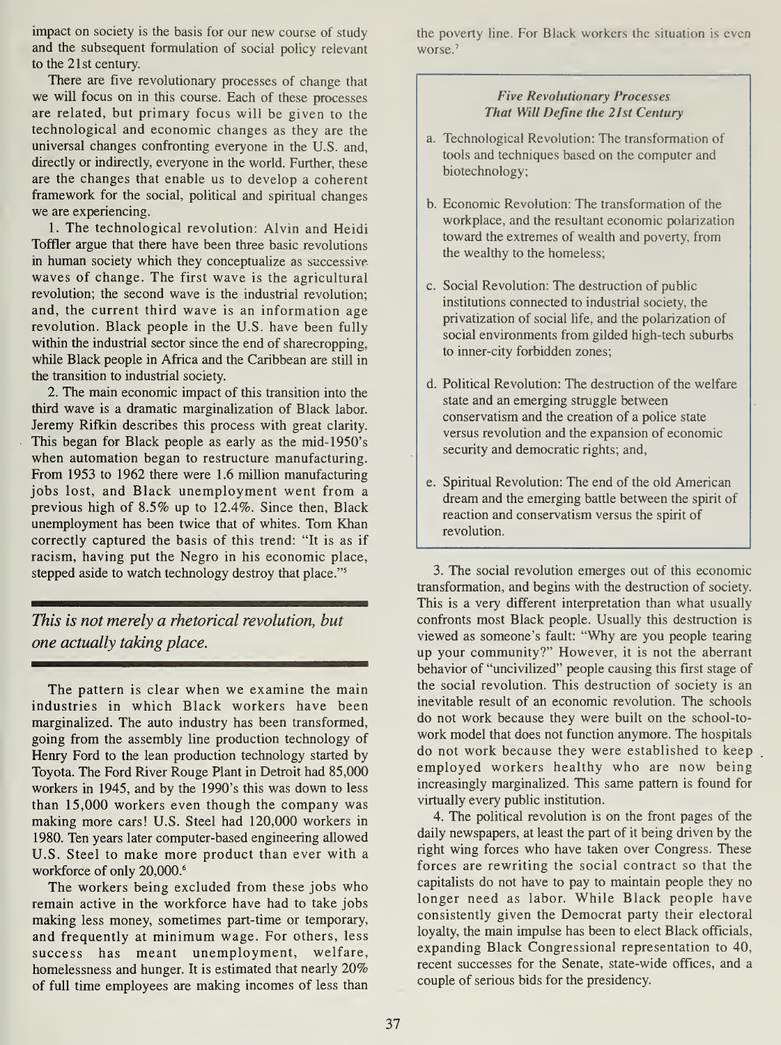impact on society is the basis for our new course of study and the subsequent formulation of social policy relevant to the 21st century.

There are five revolutionary processes of change that we will focus on in this course. Each of these processes are related, but primary focus will be given to the technological and economic changes as they are the universal changes confronting everyone in the U.S. and, directly or indirectly, everyone in the world. Further, these are the changes that enable us to develop a coherent framework for the social, political and spiritual changes we are experiencing.

1. The technological revolution: Alvin and Heidi Toffler argue that there have been three basic revolutions in human society which they conceptualize as successive waves of change. The first wave is the agricultural revolution; the second wave is the industrial revolution; and, the current third wave is an information age revolution. Black people in the U.S. have been fully within the industrial sector since the end of sharecropping, while Black people in Africa and the Caribbean are still in the transition to industrial society.

2. The main economic impact of this transition into the third wave is a dramatic marginalization of Black labor. Jeremy Rifkin describes this process with great clarity. This began for Black people as early as the mid-1950's when automation began to restructure manufacturing. From 1953 to 1962 there were 1.6 million manufacturing jobs lost, and Black unemployment went from a previous high of 8.5% up to 12.4%. Since then, Black unemployment has been twice that of whites. Tom Khan correctly captured the basis of this trend: "It is as if racism, having put the Negro in his economic place, stepped aside to watch technology destroy that place."[5]

*This is not merely a rhetorical revolution, but one actually taking place.*

The pattern is clear when we examine the main industries in which Black workers have been marginalized. The auto industry has been transformed, going from the assembly line production technology of Henry Ford to the lean production technology started by Toyota. The Ford River Rouge Plant in Detroit had 85,000 workers in 1945, and by the 1990's this was down to less than 15,000 workers even though the company was making more cars! U.S. Steel had 120,000 workers in 1980. Ten years later computer-based engineering allowed U.S. Steel to make more product than ever with a workforce of only 20,000.[6]

The workers being excluded from these jobs who remain active in the workforce have had to take jobs making less money, sometimes part-time or temporary, and frequently at minimum wage. For others, less success has meant unemployment, welfare, homelessness and hunger. It is estimated that nearly 20% of full time employees are making incomes of less than the poverty line. For Black workers the situation is even worse.[7]

> ***Five Revolutionary Processes That Will Define the 21st Century***
>
> a. Technological Revolution: The transformation of tools and techniques based on the computer and biotechnology;
>
> b. Economic Revolution: The transformation of the workplace, and the resultant economic polarization toward the extremes of wealth and poverty, from the wealthy to the homeless;
>
> c. Social Revolution: The destruction of public institutions connected to industrial society, the privatization of social life, and the polarization of social environments from gilded high-tech suburbs to inner-city forbidden zones;
>
> d. Political Revolution: The destruction of the welfare state and an emerging struggle between conservatism and the creation of a police state versus revolution and the expansion of economic security and democratic rights; and,
>
> e. Spiritual Revolution: The end of the old American dream and the emerging battle between the spirit of reaction and conservatism versus the spirit of revolution.

3. The social revolution emerges out of this economic transformation, and begins with the destruction of society. This is a very different interpretation than what usually confronts most Black people. Usually this destruction is viewed as someone's fault: "Why are you people tearing up your community?" However, it is not the aberrant behavior of "uncivilized" people causing this first stage of the social revolution. This destruction of society is an inevitable result of an economic revolution. The schools do not work because they were built on the school-to-work model that does not function anymore. The hospitals do not work because they were established to keep employed workers healthy who are now being increasingly marginalized. This same pattern is found for virtually every public institution.

4. The political revolution is on the front pages of the daily newspapers, at least the part of it being driven by the right wing forces who have taken over Congress. These forces are rewriting the social contract so that the capitalists do not have to pay to maintain people they no longer need as labor. While Black people have consistently given the Democrat party their electoral loyalty, the main impulse has been to elect Black officials, expanding Black Congressional representation to 40, recent successes for the Senate, state-wide offices, and a couple of serious bids for the presidency.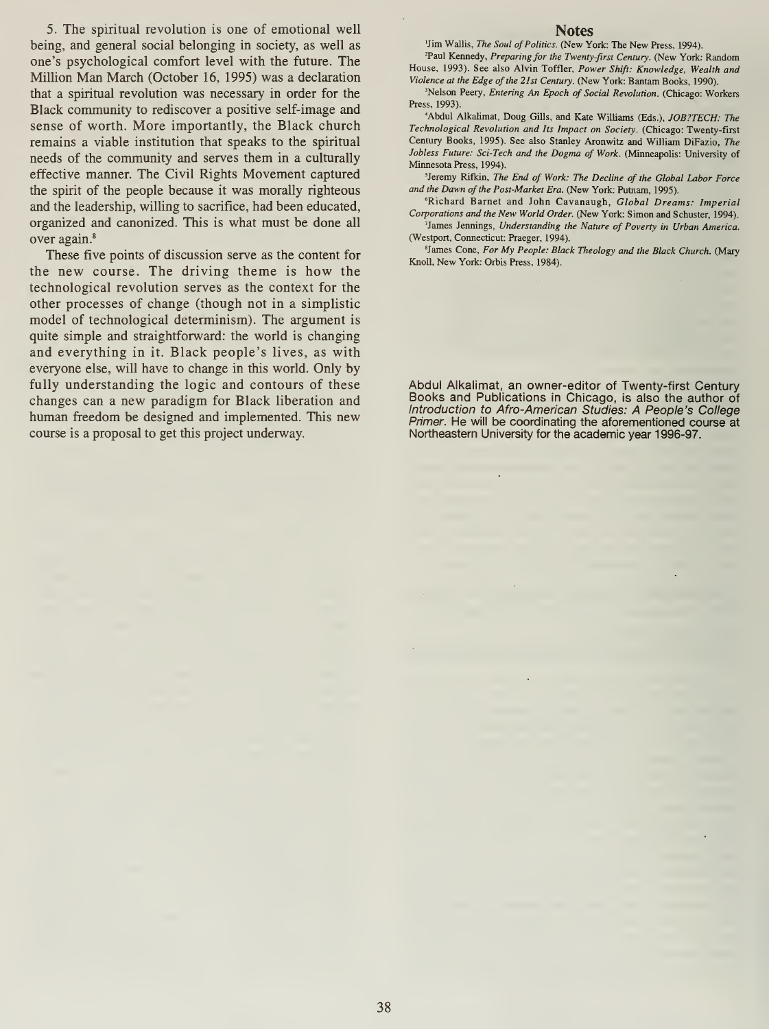5. The spiritual revolution is one of emotional well being, and general social belonging in society, as well as one's psychological comfort level with the future. The Million Man March (October 16, 1995) was a declaration that a spiritual revolution was necessary in order for the Black community to rediscover a positive self-image and sense of worth. More importantly, the Black church remains a viable institution that speaks to the spiritual needs of the community and serves them in a culturally effective manner. The Civil Rights Movement captured the spirit of the people because it was morally righteous and the leadership, willing to sacrifice, had been educated, organized and canonized. This is what must be done all over again.[8]

These five points of discussion serve as the content for the new course. The driving theme is how the technological revolution serves as the context for the other processes of change (though not in a simplistic model of technological determinism). The argument is quite simple and straightforward: the world is changing and everything in it. Black people's lives, as with everyone else, will have to change in this world. Only by fully understanding the logic and contours of these changes can a new paradigm for Black liberation and human freedom be designed and implemented. This new course is a proposal to get this project underway.

## Notes

[1]Jim Wallis, *The Soul of Politics*. (New York: The New Press, 1994).

[2]Paul Kennedy, *Preparing for the Twenty-first Century*. (New York: Random House, 1993). See also Alvin Toffler, *Power Shift: Knowledge, Wealth and Violence at the Edge of the 21st Century*. (New York: Bantam Books, 1990).

[3]Nelson Peery, *Entering An Epoch of Social Revolution*. (Chicago: Workers Press, 1993).

[4]Abdul Alkalimat, Doug Gills, and Kate Williams (Eds.), *JOB?TECH: The Technological Revolution and Its Impact on Society*. (Chicago: Twenty-first Century Books, 1995). See also Stanley Aronwitz and William DiFazio, *The Jobless Future: Sci-Tech and the Dogma of Work*. (Minneapolis: University of Minnesota Press, 1994).

[5]Jeremy Rifkin, *The End of Work: The Decline of the Global Labor Force and the Dawn of the Post-Market Era*. (New York: Putnam, 1995).

[6]Richard Barnet and John Cavanaugh, *Global Dreams: Imperial Corporations and the New World Order*. (New York: Simon and Schuster, 1994).

[7]James Jennings, *Understanding the Nature of Poverty in Urban America*. (Westport, Connecticut: Praeger, 1994).

[8]James Cone, *For My People: Black Theology and the Black Church*. (Mary Knoll, New York: Orbis Press, 1984).

Abdul Alkalimat, an owner-editor of Twenty-first Century Books and Publications in Chicago, is also the author of *Introduction to Afro-American Studies: A People's College Primer*. He will be coordinating the aforementioned course at Northeastern University for the academic year 1996-97.